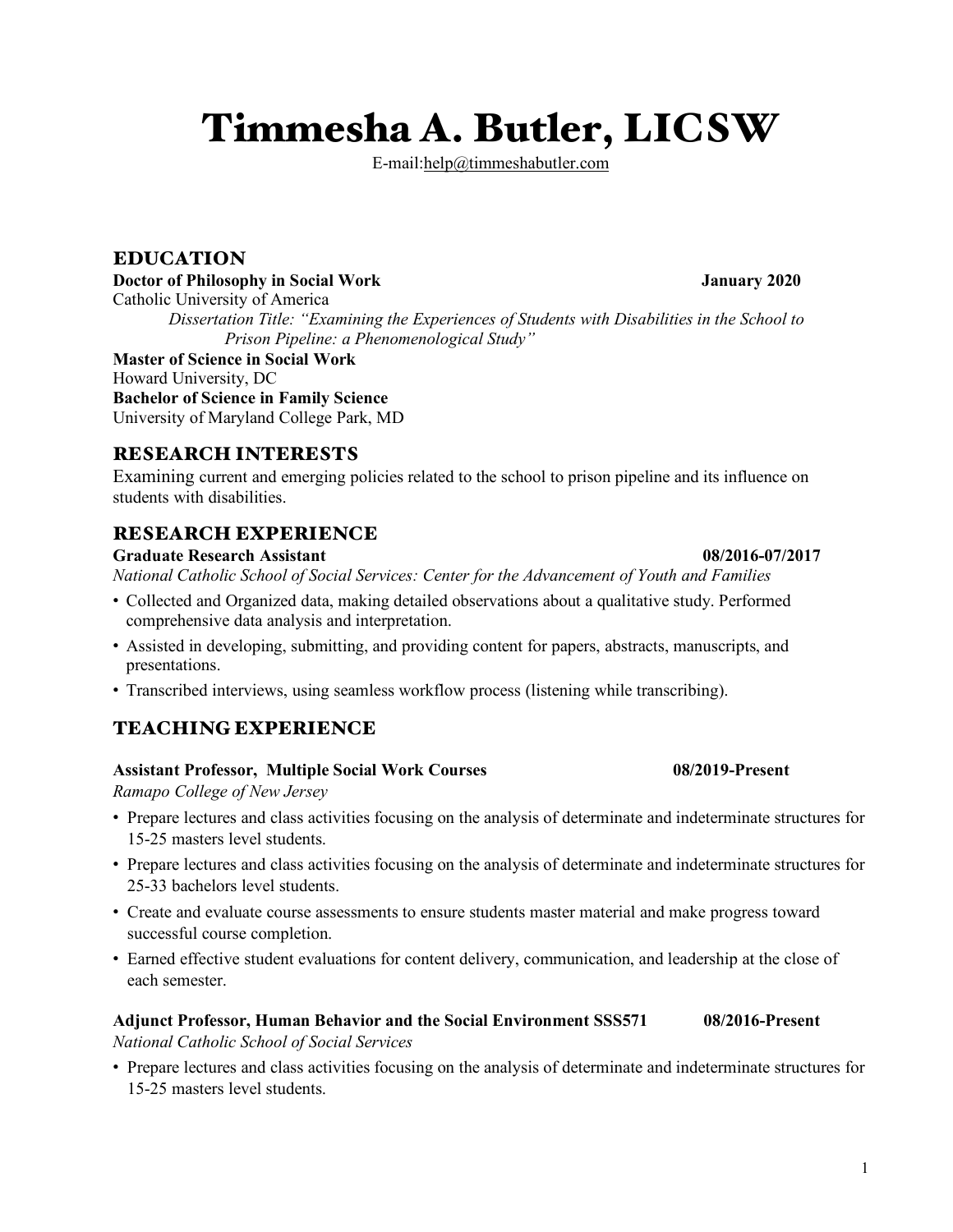# Timmesha A. Butler, LICSW

E-mail:help@timmeshabutler.com

## EDUCATION

**Doctor of Philosophy in Social Work** **January 2020**
Catholic University of America

*Dissertation Title: "Examining the Experiences of Students with Disabilities in the School to Prison Pipeline: a Phenomenological Study"*

**Master of Science in Social Work**
Howard University, DC

**Bachelor of Science in Family Science**
University of Maryland College Park, MD

## RESEARCH INTERESTS

Examining current and emerging policies related to the school to prison pipeline and its influence on students with disabilities.

## RESEARCH EXPERIENCE

**Graduate Research Assistant** **08/2016-07/2017**
*National Catholic School of Social Services: Center for the Advancement of Youth and Families*

- Collected and Organized data, making detailed observations about a qualitative study. Performed comprehensive data analysis and interpretation.
- Assisted in developing, submitting, and providing content for papers, abstracts, manuscripts, and presentations.
- Transcribed interviews, using seamless workflow process (listening while transcribing).

## TEACHING EXPERIENCE

**Assistant Professor, Multiple Social Work Courses** **08/2019-Present**
*Ramapo College of New Jersey*

- Prepare lectures and class activities focusing on the analysis of determinate and indeterminate structures for 15-25 masters level students.
- Prepare lectures and class activities focusing on the analysis of determinate and indeterminate structures for 25-33 bachelors level students.
- Create and evaluate course assessments to ensure students master material and make progress toward successful course completion.
- Earned effective student evaluations for content delivery, communication, and leadership at the close of each semester.

**Adjunct Professor, Human Behavior and the Social Environment SSS571** **08/2016-Present**
*National Catholic School of Social Services*

- Prepare lectures and class activities focusing on the analysis of determinate and indeterminate structures for 15-25 masters level students.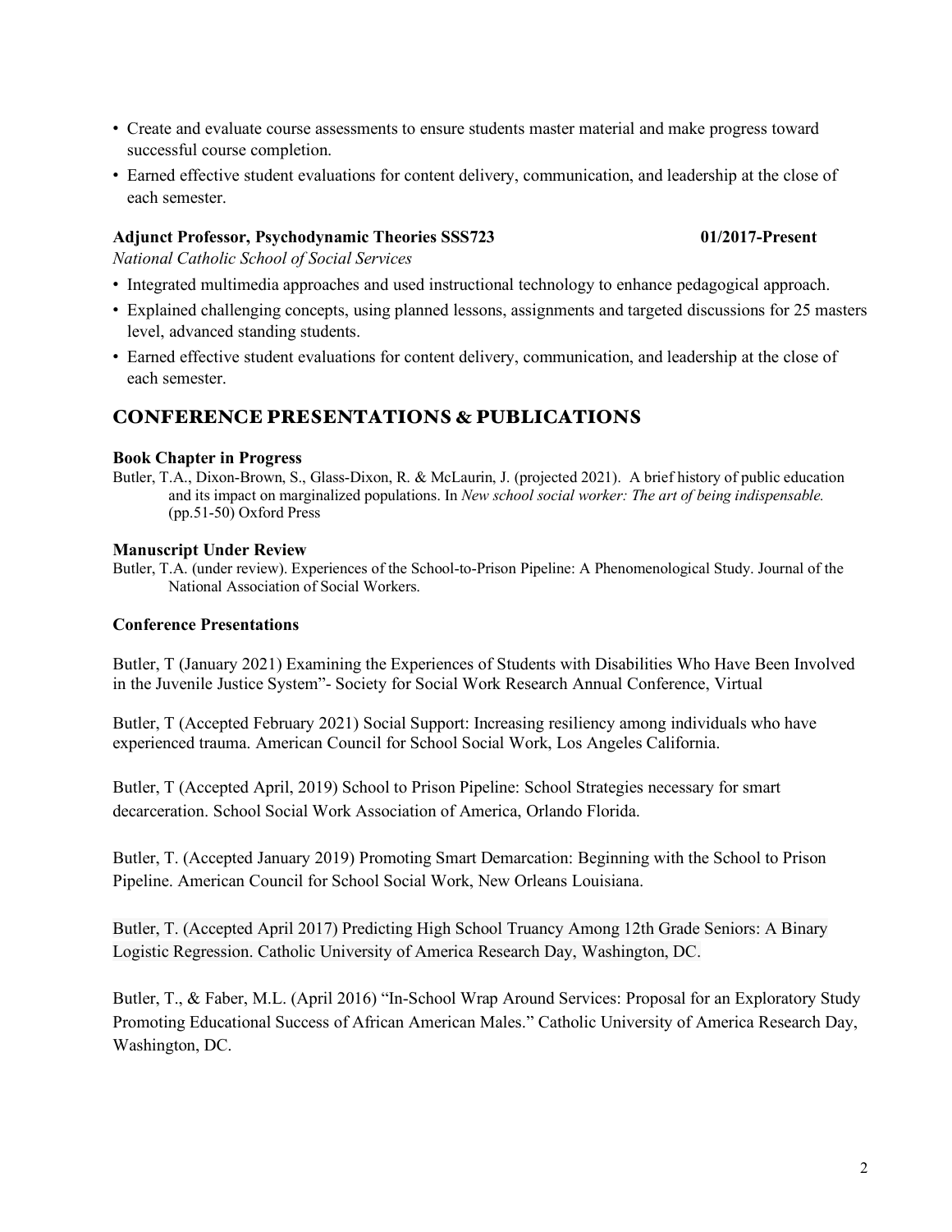- Create and evaluate course assessments to ensure students master material and make progress toward successful course completion.
- Earned effective student evaluations for content delivery, communication, and leadership at the close of each semester.

**Adjunct Professor, Psychodynamic Theories SSS723** **01/2017-Present**
*National Catholic School of Social Services*

- Integrated multimedia approaches and used instructional technology to enhance pedagogical approach.
- Explained challenging concepts, using planned lessons, assignments and targeted discussions for 25 masters level, advanced standing students.
- Earned effective student evaluations for content delivery, communication, and leadership at the close of each semester.

## CONFERENCE PRESENTATIONS & PUBLICATIONS

**Book Chapter in Progress**

Butler, T.A., Dixon-Brown, S., Glass-Dixon, R. & McLaurin, J. (projected 2021). A brief history of public education and its impact on marginalized populations. In *New school social worker: The art of being indispensable.* (pp.51-50) Oxford Press

**Manuscript Under Review**

Butler, T.A. (under review). Experiences of the School-to-Prison Pipeline: A Phenomenological Study. Journal of the National Association of Social Workers.

**Conference Presentations**

Butler, T (January 2021) Examining the Experiences of Students with Disabilities Who Have Been Involved in the Juvenile Justice System"- Society for Social Work Research Annual Conference, Virtual

Butler, T (Accepted February 2021) Social Support: Increasing resiliency among individuals who have experienced trauma. American Council for School Social Work, Los Angeles California.

Butler, T (Accepted April, 2019) School to Prison Pipeline: School Strategies necessary for smart decarceration. School Social Work Association of America, Orlando Florida.

Butler, T. (Accepted January 2019) Promoting Smart Demarcation: Beginning with the School to Prison Pipeline. American Council for School Social Work, New Orleans Louisiana.

Butler, T. (Accepted April 2017) Predicting High School Truancy Among 12th Grade Seniors: A Binary Logistic Regression. Catholic University of America Research Day, Washington, DC.

Butler, T., & Faber, M.L. (April 2016) "In-School Wrap Around Services: Proposal for an Exploratory Study Promoting Educational Success of African American Males." Catholic University of America Research Day, Washington, DC.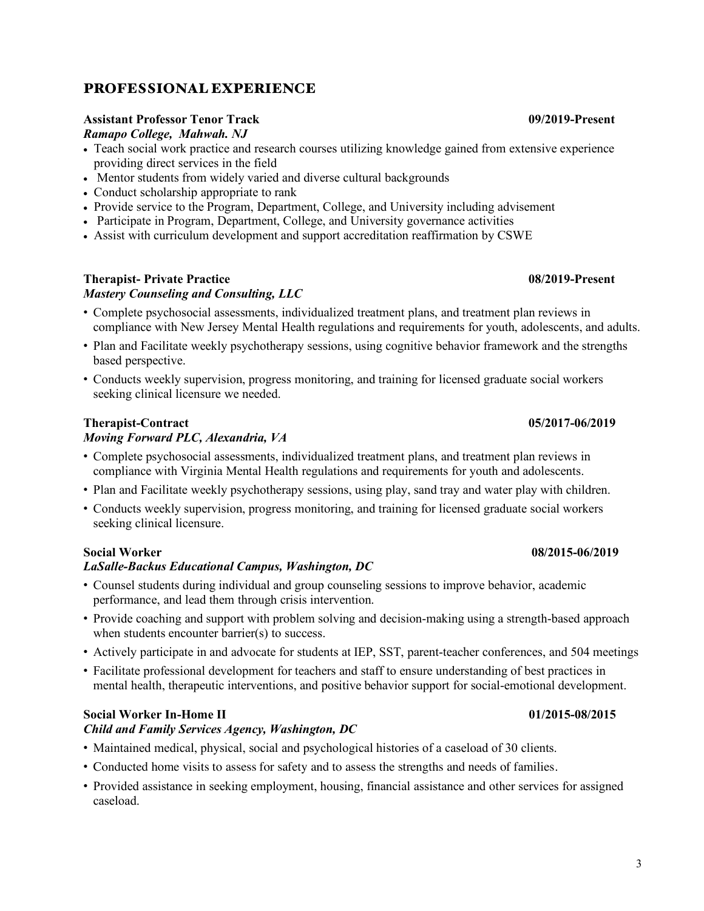## PROFESSIONAL EXPERIENCE

**Assistant Professor Tenor Track** **09/2019-Present**
***Ramapo College, Mahwah. NJ***

- Teach social work practice and research courses utilizing knowledge gained from extensive experience providing direct services in the field
- Mentor students from widely varied and diverse cultural backgrounds
- Conduct scholarship appropriate to rank
- Provide service to the Program, Department, College, and University including advisement
- Participate in Program, Department, College, and University governance activities
- Assist with curriculum development and support accreditation reaffirmation by CSWE

**Therapist- Private Practice** **08/2019-Present**
***Mastery Counseling and Consulting, LLC***

- Complete psychosocial assessments, individualized treatment plans, and treatment plan reviews in compliance with New Jersey Mental Health regulations and requirements for youth, adolescents, and adults.
- Plan and Facilitate weekly psychotherapy sessions, using cognitive behavior framework and the strengths based perspective.
- Conducts weekly supervision, progress monitoring, and training for licensed graduate social workers seeking clinical licensure we needed.

**Therapist-Contract** **05/2017-06/2019**
***Moving Forward PLC, Alexandria, VA***

- Complete psychosocial assessments, individualized treatment plans, and treatment plan reviews in compliance with Virginia Mental Health regulations and requirements for youth and adolescents.
- Plan and Facilitate weekly psychotherapy sessions, using play, sand tray and water play with children.
- Conducts weekly supervision, progress monitoring, and training for licensed graduate social workers seeking clinical licensure.

**Social Worker** **08/2015-06/2019**
***LaSalle-Backus Educational Campus, Washington, DC***

- Counsel students during individual and group counseling sessions to improve behavior, academic performance, and lead them through crisis intervention.
- Provide coaching and support with problem solving and decision-making using a strength-based approach when students encounter barrier(s) to success.
- Actively participate in and advocate for students at IEP, SST, parent-teacher conferences, and 504 meetings
- Facilitate professional development for teachers and staff to ensure understanding of best practices in mental health, therapeutic interventions, and positive behavior support for social-emotional development.

**Social Worker In-Home II** **01/2015-08/2015**
***Child and Family Services Agency, Washington, DC***

- Maintained medical, physical, social and psychological histories of a caseload of 30 clients.
- Conducted home visits to assess for safety and to assess the strengths and needs of families.
- Provided assistance in seeking employment, housing, financial assistance and other services for assigned caseload.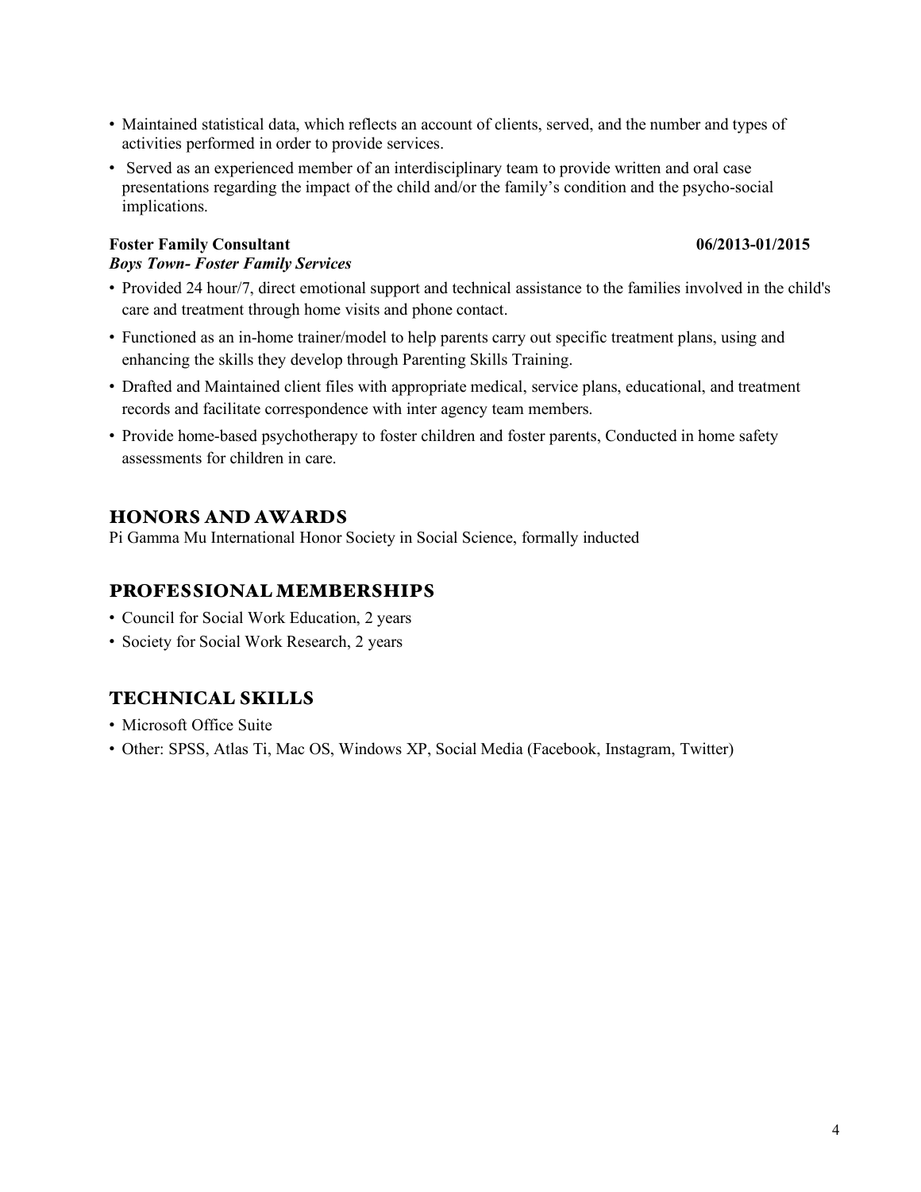- Maintained statistical data, which reflects an account of clients, served, and the number and types of activities performed in order to provide services.
- Served as an experienced member of an interdisciplinary team to provide written and oral case presentations regarding the impact of the child and/or the family's condition and the psycho-social implications.

**Foster Family Consultant** **06/2013-01/2015**
***Boys Town- Foster Family Services***

- Provided 24 hour/7, direct emotional support and technical assistance to the families involved in the child's care and treatment through home visits and phone contact.
- Functioned as an in-home trainer/model to help parents carry out specific treatment plans, using and enhancing the skills they develop through Parenting Skills Training.
- Drafted and Maintained client files with appropriate medical, service plans, educational, and treatment records and facilitate correspondence with inter agency team members.
- Provide home-based psychotherapy to foster children and foster parents, Conducted in home safety assessments for children in care.

## HONORS AND AWARDS

Pi Gamma Mu International Honor Society in Social Science, formally inducted

## PROFESSIONAL MEMBERSHIPS

- Council for Social Work Education, 2 years
- Society for Social Work Research, 2 years

## TECHNICAL SKILLS

- Microsoft Office Suite
- Other: SPSS, Atlas Ti, Mac OS, Windows XP, Social Media (Facebook, Instagram, Twitter)